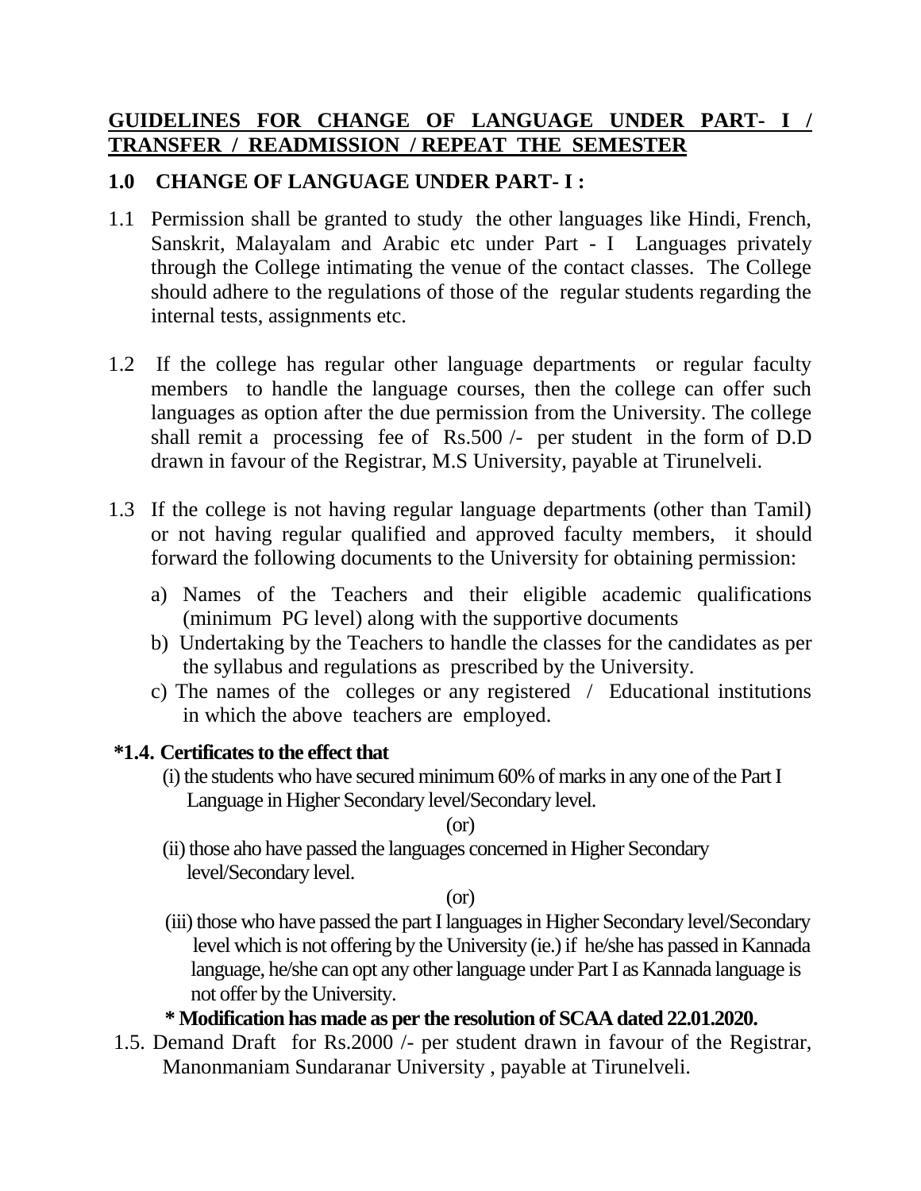## GUIDELINES FOR CHANGE OF LANGUAGE UNDER PART- I / TRANSFER / READMISSION / REPEAT THE SEMESTER

### 1.0 CHANGE OF LANGUAGE UNDER PART- I :

1.1 Permission shall be granted to study the other languages like Hindi, French, Sanskrit, Malayalam and Arabic etc under Part - I Languages privately through the College intimating the venue of the contact classes. The College should adhere to the regulations of those of the regular students regarding the internal tests, assignments etc.

1.2 If the college has regular other language departments or regular faculty members to handle the language courses, then the college can offer such languages as option after the due permission from the University. The college shall remit a processing fee of Rs.500 /- per student in the form of D.D drawn in favour of the Registrar, M.S University, payable at Tirunelveli.

1.3 If the college is not having regular language departments (other than Tamil) or not having regular qualified and approved faculty members, it should forward the following documents to the University for obtaining permission:

a) Names of the Teachers and their eligible academic qualifications (minimum PG level) along with the supportive documents

b) Undertaking by the Teachers to handle the classes for the candidates as per the syllabus and regulations as prescribed by the University.

c) The names of the colleges or any registered / Educational institutions in which the above teachers are employed.

**\*1.4. Certificates to the effect that**

(i) the students who have secured minimum 60% of marks in any one of the Part I Language in Higher Secondary level/Secondary level.

(or)

(ii) those aho have passed the languages concerned in Higher Secondary level/Secondary level.

(or)

(iii) those who have passed the part I languages in Higher Secondary level/Secondary level which is not offering by the University (ie.) if he/she has passed in Kannada language, he/she can opt any other language under Part I as Kannada language is not offer by the University.

**\* Modification has made as per the resolution of SCAA dated 22.01.2020.**

1.5. Demand Draft for Rs.2000 /- per student drawn in favour of the Registrar, Manonmaniam Sundaranar University , payable at Tirunelveli.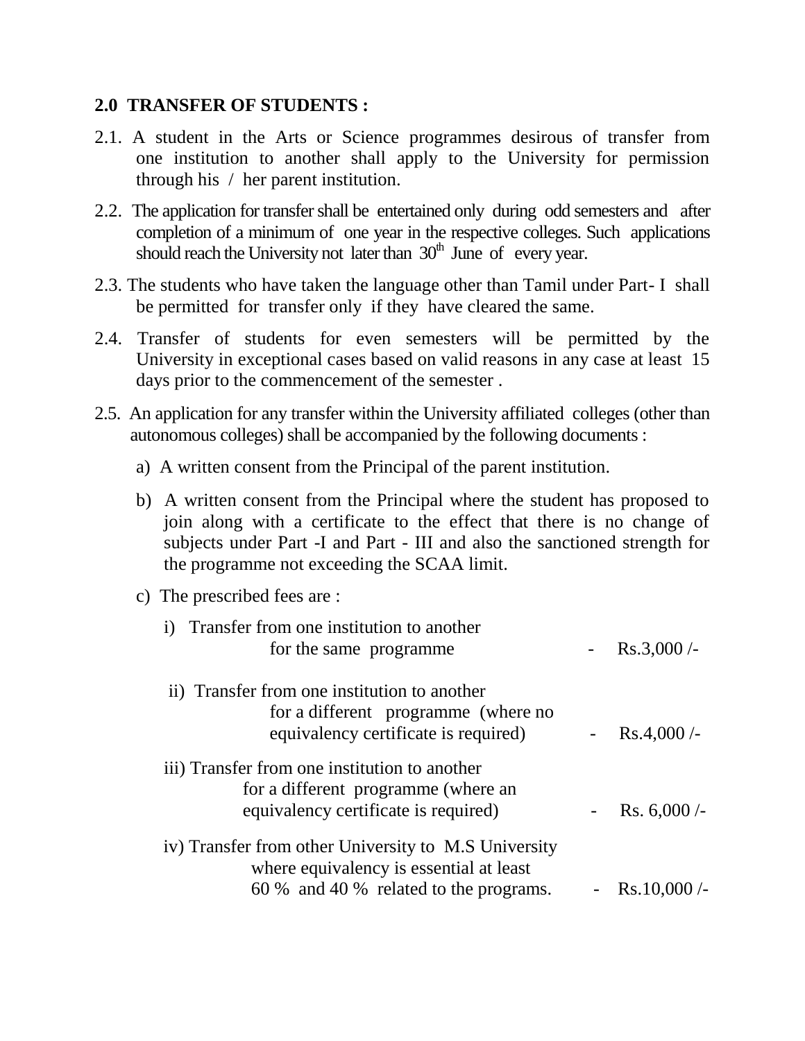## 2.0 TRANSFER OF STUDENTS :

2.1. A student in the Arts or Science programmes desirous of transfer from one institution to another shall apply to the University for permission through his / her parent institution.

2.2. The application for transfer shall be entertained only during odd semesters and after completion of a minimum of one year in the respective colleges. Such applications should reach the University not later than 30th June of every year.

2.3. The students who have taken the language other than Tamil under Part- I shall be permitted for transfer only if they have cleared the same.

2.4. Transfer of students for even semesters will be permitted by the University in exceptional cases based on valid reasons in any case at least 15 days prior to the commencement of the semester .

2.5. An application for any transfer within the University affiliated colleges (other than autonomous colleges) shall be accompanied by the following documents :

a) A written consent from the Principal of the parent institution.

b) A written consent from the Principal where the student has proposed to join along with a certificate to the effect that there is no change of subjects under Part -I and Part - III and also the sanctioned strength for the programme not exceeding the SCAA limit.

c) The prescribed fees are :

i) Transfer from one institution to another for the same programme - Rs.3,000 /-

ii) Transfer from one institution to another for a different programme (where no equivalency certificate is required) - Rs.4,000 /-

iii) Transfer from one institution to another for a different programme (where an equivalency certificate is required) - Rs. 6,000 /-

iv) Transfer from other University to M.S University where equivalency is essential at least 60 % and 40 % related to the programs. - Rs.10,000 /-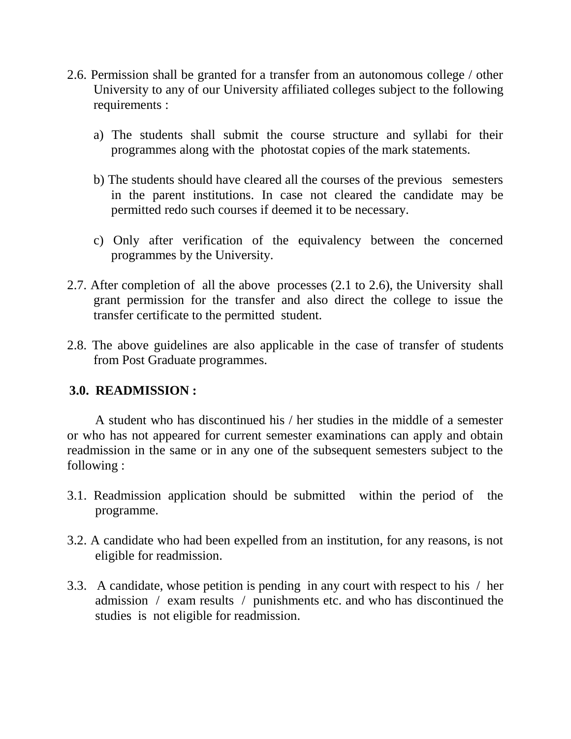2.6. Permission shall be granted for a transfer from an autonomous college / other University to any of our University affiliated colleges subject to the following requirements :

   a) The students shall submit the course structure and syllabi for their programmes along with the photostat copies of the mark statements.

   b) The students should have cleared all the courses of the previous semesters in the parent institutions. In case not cleared the candidate may be permitted redo such courses if deemed it to be necessary.

   c) Only after verification of the equivalency between the concerned programmes by the University.

2.7. After completion of all the above processes (2.1 to 2.6), the University shall grant permission for the transfer and also direct the college to issue the transfer certificate to the permitted student.

2.8. The above guidelines are also applicable in the case of transfer of students from Post Graduate programmes.

**3.0. READMISSION :**

A student who has discontinued his / her studies in the middle of a semester or who has not appeared for current semester examinations can apply and obtain readmission in the same or in any one of the subsequent semesters subject to the following :

3.1. Readmission application should be submitted within the period of the programme.

3.2. A candidate who had been expelled from an institution, for any reasons, is not eligible for readmission.

3.3. A candidate, whose petition is pending in any court with respect to his / her admission / exam results / punishments etc. and who has discontinued the studies is not eligible for readmission.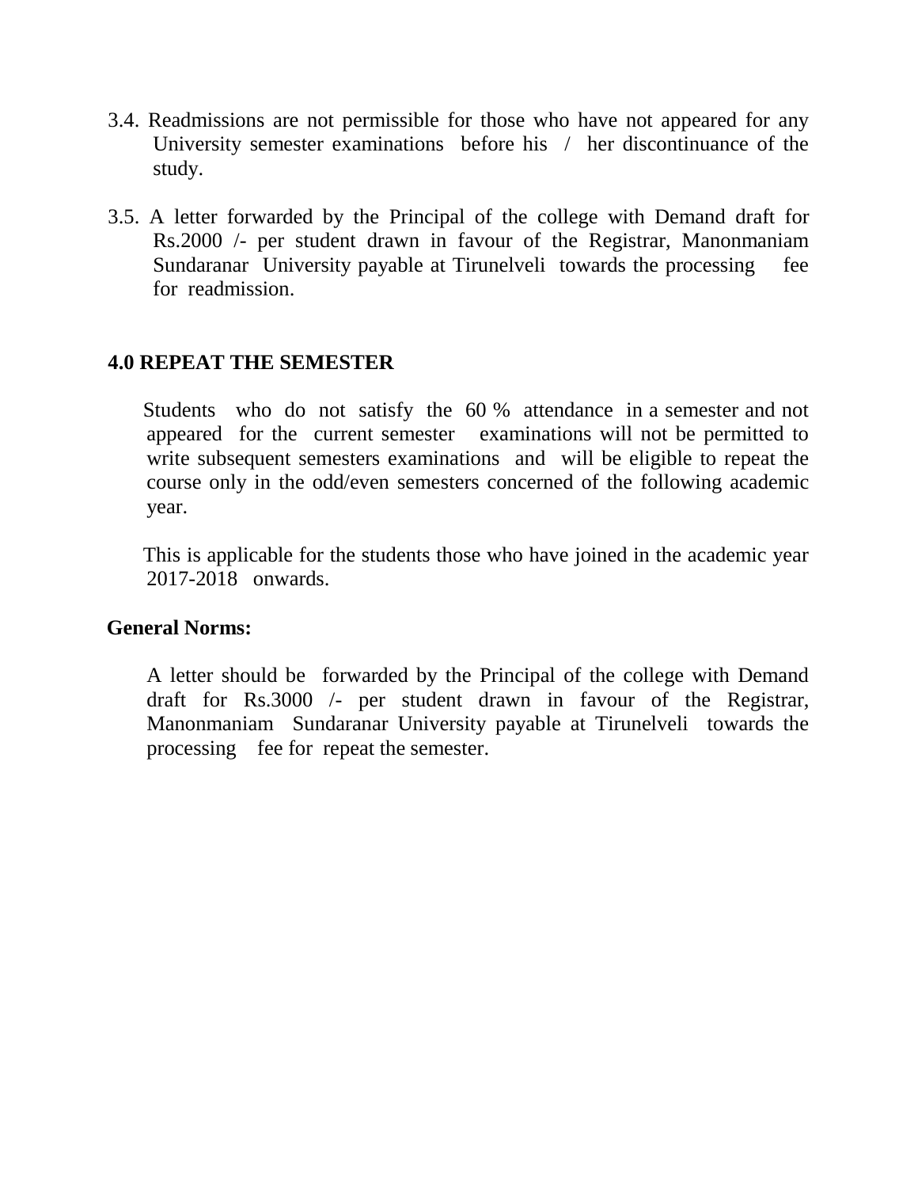3.4. Readmissions are not permissible for those who have not appeared for any University semester examinations before his / her discontinuance of the study.

3.5. A letter forwarded by the Principal of the college with Demand draft for Rs.2000 /- per student drawn in favour of the Registrar, Manonmaniam Sundaranar University payable at Tirunelveli towards the processing fee for readmission.

## 4.0 REPEAT THE SEMESTER

Students who do not satisfy the 60 % attendance in a semester and not appeared for the current semester examinations will not be permitted to write subsequent semesters examinations and will be eligible to repeat the course only in the odd/even semesters concerned of the following academic year.

This is applicable for the students those who have joined in the academic year 2017-2018 onwards.

**General Norms:**

A letter should be forwarded by the Principal of the college with Demand draft for Rs.3000 /- per student drawn in favour of the Registrar, Manonmaniam Sundaranar University payable at Tirunelveli towards the processing fee for repeat the semester.